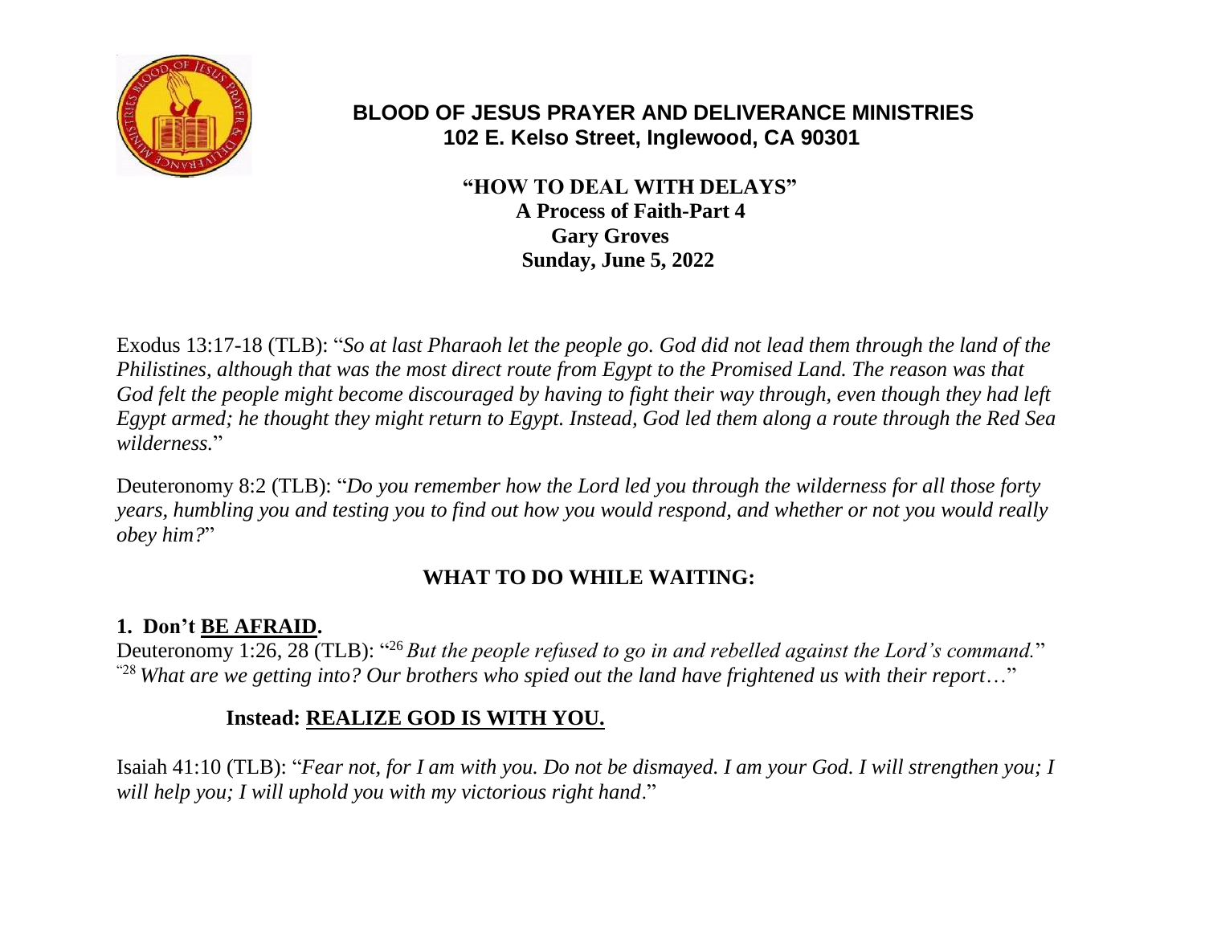# BLOOD OF JESUS PRAYER AND DELIVERANCE MINISTRIES
**102 E. Kelso Street, Inglewood, CA 90301**

## "HOW TO DEAL WITH DELAYS"
**A Process of Faith-Part 4**
**Gary Groves**
**Sunday, June 5, 2022**

Exodus 13:17-18 (TLB): "*So at last Pharaoh let the people go. God did not lead them through the land of the Philistines, although that was the most direct route from Egypt to the Promised Land. The reason was that God felt the people might become discouraged by having to fight their way through, even though they had left Egypt armed; he thought they might return to Egypt. Instead, God led them along a route through the Red Sea wilderness.*"

Deuteronomy 8:2 (TLB): "*Do you remember how the Lord led you through the wilderness for all those forty years, humbling you and testing you to find out how you would respond, and whether or not you would really obey him?*"

## WHAT TO DO WHILE WAITING:

**1. Don't BE AFRAID.**

Deuteronomy 1:26, 28 (TLB): "[26] *But the people refused to go in and rebelled against the Lord's command.*" "[28] *What are we getting into? Our brothers who spied out the land have frightened us with their report*…"

**Instead: REALIZE GOD IS WITH YOU.**

Isaiah 41:10 (TLB): "*Fear not, for I am with you. Do not be dismayed. I am your God. I will strengthen you; I will help you; I will uphold you with my victorious right hand*."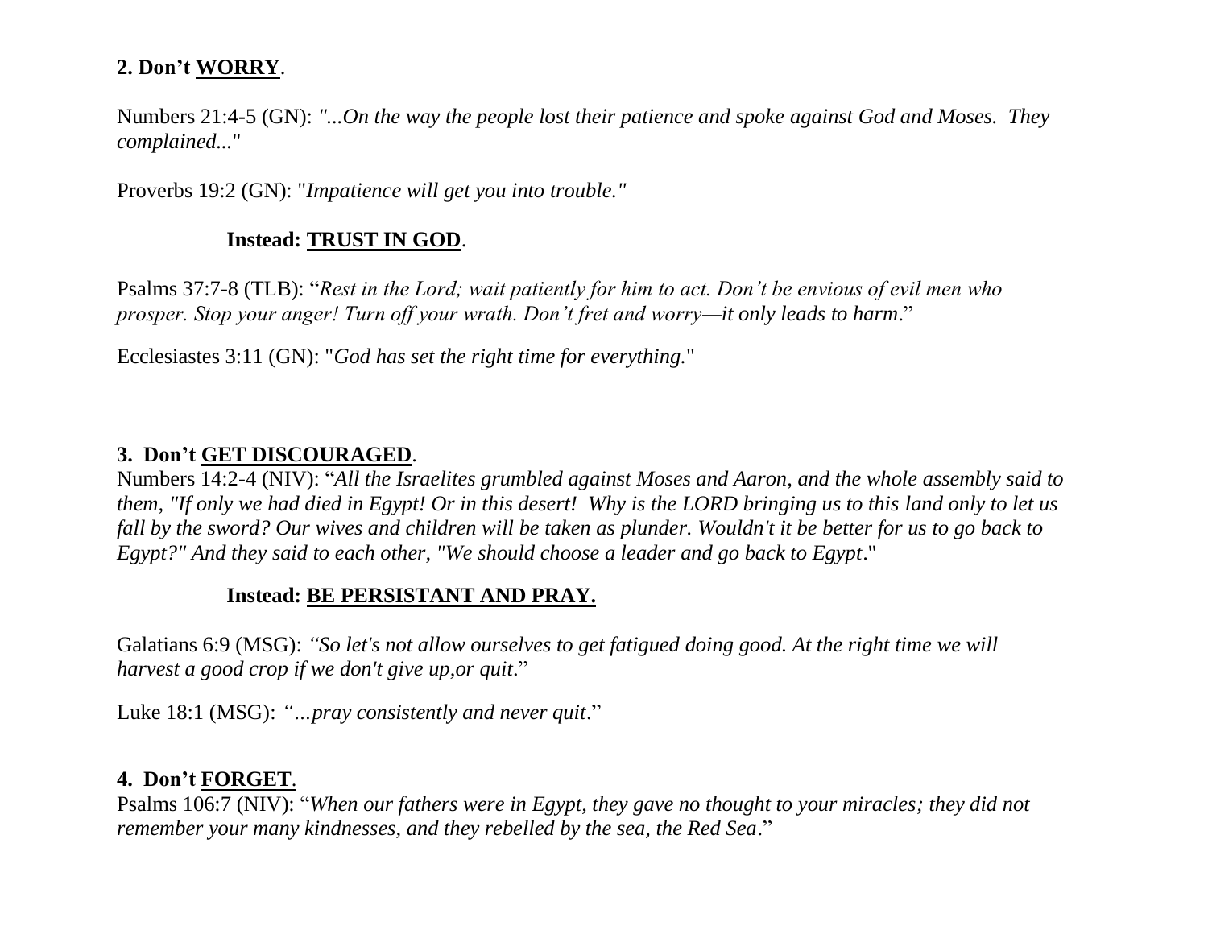**2. Don't WORRY**.

Numbers 21:4-5 (GN): *"...On the way the people lost their patience and spoke against God and Moses. They complained...*"

Proverbs 19:2 (GN): "*Impatience will get you into trouble."*

**Instead: TRUST IN GOD**.

Psalms 37:7-8 (TLB): "*Rest in the Lord; wait patiently for him to act. Don't be envious of evil men who prosper. Stop your anger! Turn off your wrath. Don't fret and worry—it only leads to harm*."

Ecclesiastes 3:11 (GN): "*God has set the right time for everything.*"

**3. Don't GET DISCOURAGED**.

Numbers 14:2-4 (NIV): "*All the Israelites grumbled against Moses and Aaron, and the whole assembly said to them, "If only we had died in Egypt! Or in this desert! Why is the LORD bringing us to this land only to let us fall by the sword? Our wives and children will be taken as plunder. Wouldn't it be better for us to go back to Egypt?" And they said to each other, "We should choose a leader and go back to Egypt*."

**Instead: BE PERSISTANT AND PRAY.**

Galatians 6:9 (MSG): *"So let's not allow ourselves to get fatigued doing good. At the right time we will harvest a good crop if we don't give up,or quit*."

Luke 18:1 (MSG): *"…pray consistently and never quit*."

**4. Don't FORGET**.

Psalms 106:7 (NIV): "*When our fathers were in Egypt, they gave no thought to your miracles; they did not remember your many kindnesses, and they rebelled by the sea, the Red Sea*."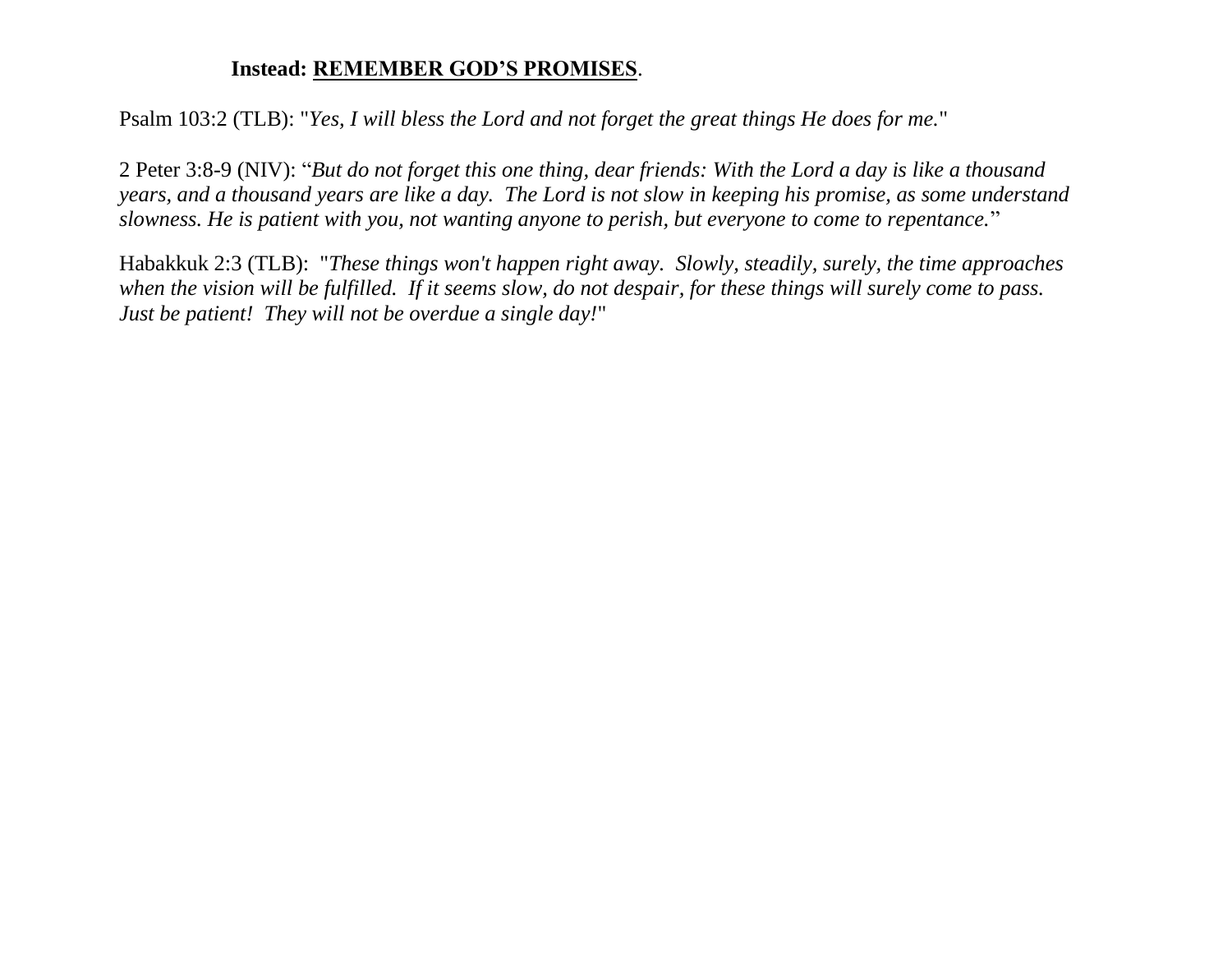**Instead: <u>REMEMBER GOD'S PROMISES</u>**.

Psalm 103:2 (TLB): "*Yes, I will bless the Lord and not forget the great things He does for me.*"

2 Peter 3:8-9 (NIV): "*But do not forget this one thing, dear friends: With the Lord a day is like a thousand years, and a thousand years are like a day. The Lord is not slow in keeping his promise, as some understand slowness. He is patient with you, not wanting anyone to perish, but everyone to come to repentance.*"

Habakkuk 2:3 (TLB): "*These things won't happen right away. Slowly, steadily, surely, the time approaches when the vision will be fulfilled. If it seems slow, do not despair, for these things will surely come to pass. Just be patient! They will not be overdue a single day!*"